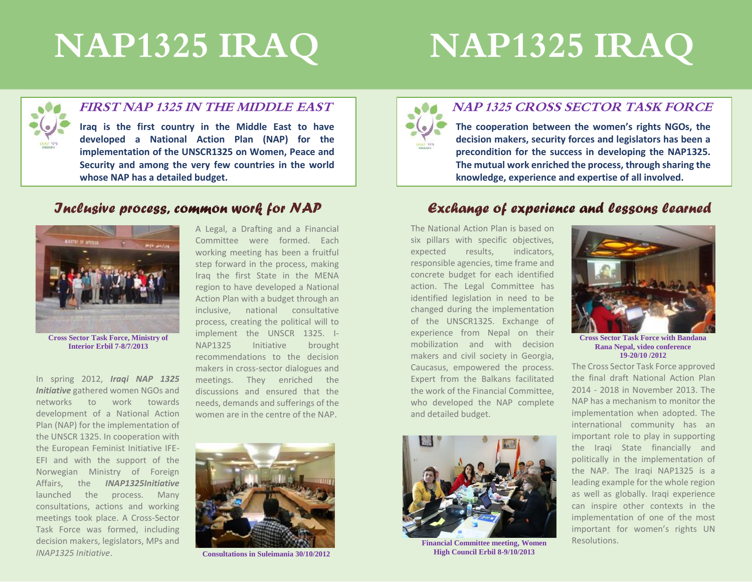# NAP1325 IRAQ

### FIRST NAP 1325 IN THE MIDDLE EAST

**Iraq is the first country in the Middle East to have developed a National Action Plan (NAP) for the implementation of the UNSCR1325 on Women, Peace and Security and among the very few countries in the world whose NAP has a detailed budget.**

## Inclusive process, common work for NAP

Cross Sector Task Force, Ministry of Interior Erbil 7-8/7/2013

In spring 2012, ***Iraqi NAP 1325 Initiative*** gathered women NGOs and networks to work towards development of a National Action Plan (NAP) for the implementation of the UNSCR 1325. In cooperation with the European Feminist Initiative IFE-EFI and with the support of the Norwegian Ministry of Foreign Affairs, the ***INAP1325Initiative*** launched the process. Many consultations, actions and working meetings took place. A Cross-Sector Task Force was formed, including decision makers, legislators, MPs and *INAP1325 Initiative*.

A Legal, a Drafting and a Financial Committee were formed. Each working meeting has been a fruitful step forward in the process, making Iraq the first State in the MENA region to have developed a National Action Plan with a budget through an inclusive, national consultative process, creating the political will to implement the UNSCR 1325. I-NAP1325 Initiative brought recommendations to the decision makers in cross-sector dialogues and meetings. They enriched the discussions and ensured that the needs, demands and sufferings of the women are in the centre of the NAP.

Consultations in Suleimania 30/10/2012

# NAP1325 IRAQ

### NAP 1325 CROSS SECTOR TASK FORCE

**The cooperation between the women's rights NGOs, the decision makers, security forces and legislators has been a precondition for the success in developing the NAP1325. The mutual work enriched the process, through sharing the knowledge, experience and expertise of all involved.**

## Exchange of experience and lessons learned

The National Action Plan is based on six pillars with specific objectives, expected results, indicators, responsible agencies, time frame and concrete budget for each identified action. The Legal Committee has identified legislation in need to be changed during the implementation of the UNSCR1325. Exchange of experience from Nepal on their mobilization and with decision makers and civil society in Georgia, Caucasus, empowered the process. Expert from the Balkans facilitated the work of the Financial Committee, who developed the NAP complete and detailed budget.

Financial Committee meeting, Women High Council Erbil 8-9/10/2013

Cross Sector Task Force with Bandana Rana Nepal, video conference 19-20/10 /2012

The Cross Sector Task Force approved the final draft National Action Plan 2014 - 2018 in November 2013. The NAP has a mechanism to monitor the implementation when adopted. The international community has an important role to play in supporting the Iraqi State financially and politically in the implementation of the NAP. The Iraqi NAP1325 is a leading example for the whole region as well as globally. Iraqi experience can inspire other contexts in the implementation of one of the most important for women's rights UN Resolutions.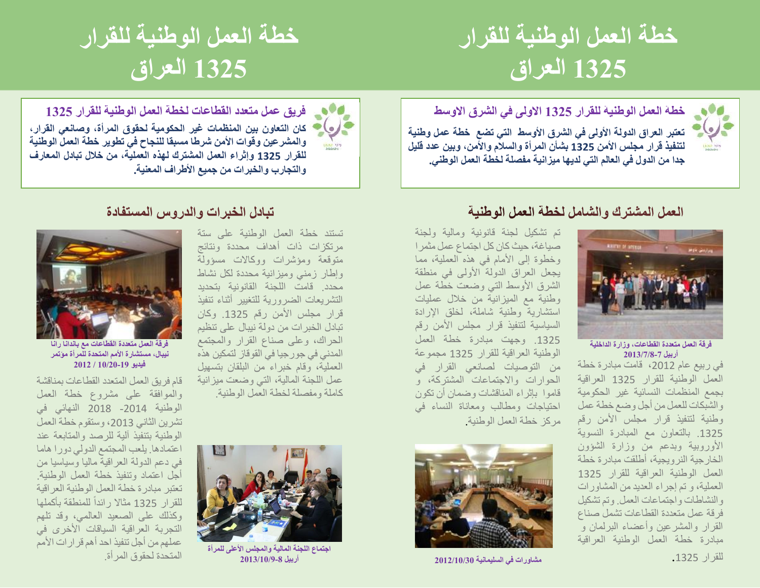# خطة العمل الوطنية للقرار 1325 العراق

## خطة العمل الوطنية للقرار 1325 الاولى في الشرق الاوسط

**تعتبر العراق الدولة الأولى في الشرق الأوسط التي تضع خطة عمل وطنية لتنفيذ قرار مجلس الأمن 1325 بشأن المرأة والسلام والأمن، وبين عدد قليل جدا من الدول في العالم التي لديها ميزانية مفصلة لخطة العمل الوطني.**

## العمل المشترك والشامل لخطة العمل الوطنية

فرقة العمل متعددة القطاعات، وزارة الداخلية
أربيل 7-8/7/2013

في ربيع عام 2012، قامت مبادرة خطة العمل الوطنية للقرار 1325 العراقية بجمع المنظمات النسائية غير الحكومية والشبكات للعمل من أجل وضع خطة عمل وطنية لتنفيذ قرار مجلس الأمن رقم 1325. بالتعاون مع المبادرة النسوية الأوروبية وبدعم من وزارة الشؤون الخارجية النرويجية، أطلقت مبادرة خطة العمل الوطنية العراقية للقرار 1325 العملية، و تم إجراء العديد من المشاورات والنشاطات واجتماعات العمل. وتم تشكيل فرقة عمل متعددة القطاعات تشمل صناع القرار والمشرعين وأعضاء البرلمان و مبادرة خطة العمل الوطنية العراقية للقرار 1325.

تم تشكيل لجنة قانونية ومالية ولجنة صياغة، حيث كان كل اجتماع عمل مثمرا وخطوة إلى الأمام في هذه العملية، مما يجعل العراق الدولة الأولى في منطقة الشرق الأوسط التي وضعت خطة عمل وطنية مع الميزانية من خلال عمليات استشارية وطنية شاملة، لخلق الإرادة السياسية لتنفيذ قرار مجلس الأمن رقم 1325. وجهت مبادرة خطة العمل الوطنية العراقية للقرار 1325 مجموعة من التوصيات لصانعي القرار في الحوارات والاجتماعات المشتركة، و قاموا بإثراء المناقشات وضمان أن تكون احتياجات ومطالب ومعاناة النساء في مركز خطة العمل الوطنية.

مشاورات في السليمانية 2012/10/30

## فريق عمل متعدد القطاعات لخطة العمل الوطنية للقرار 1325

**كان التعاون بين المنظمات غير الحكومية لحقوق المرأة، وصانعي القرار، والمشرعين وقوات الأمن شرطا مسبقا للنجاح في تطوير خطة العمل الوطنية للقرار 1325 وإثراء العمل المشترك لهذه العملية، من خلال تبادل المعارف والتجارب والخبرات من جميع الأطراف المعنية.**

## تبادل الخبرات والدروس المستفادة

تستند خطة العمل الوطنية على ستة مرتكزات ذات أهداف محددة ونتائج متوقعة ومؤشرات ووكالات مسؤولة وإطار زمني وميزانية محددة لكل نشاط محدد. قامت اللجنة القانونية بتحديد التشريعات الضرورية للتغيير أثناء تنفيذ قرار مجلس الأمن رقم 1325. وكان تبادل الخبرات من دولة نيبال على تنظيم الحراك، وعلى صناع القرار والمجتمع المدني في جورجيا في القوقاز لتمكين هذه العملية، وقام خبراء من البلقان بتسهيل عمل اللجنة المالية، التي وضعت ميزانية كاملة ومفصلة لخطة العمل الوطنية.

اجتماع اللجنة المالية والمجلس الأعلى للمرأة
أربيل 8-9/10/2013

فرقة العمل متعددة القطاعات مع باندانا رانا نيبال، مستشارة الأمم المتحدة للمرأة مؤتمر فيديو 19-20/10/ 2012

قام فريق العمل المتعدد القطاعات بمناقشة والموافقة على مشروع خطة العمل الوطنية 2014- 2018 النهائي في تشرين الثاني 2013، وستقوم خطة العمل الوطنية بتنفيذ آلية للرصد والمتابعة عند اعتمادها. يلعب المجتمع الدولي دورا هاما في دعم الدولة العراقية ماليا وسياسيا من أجل اعتماد وتنفيذ خطة العمل الوطنية. تعتبر مبادرة خطة العمل الوطنية العراقية للقرار 1325 مثالا رائداً للمنطقة بأكملها وكذلك على الصعيد العالمي، وقد تلهم التجربة العراقية السياقات الأخرى في عملهم من أجل تنفيذ احد أهم قرارات الأمم المتحدة لحقوق المرأة.